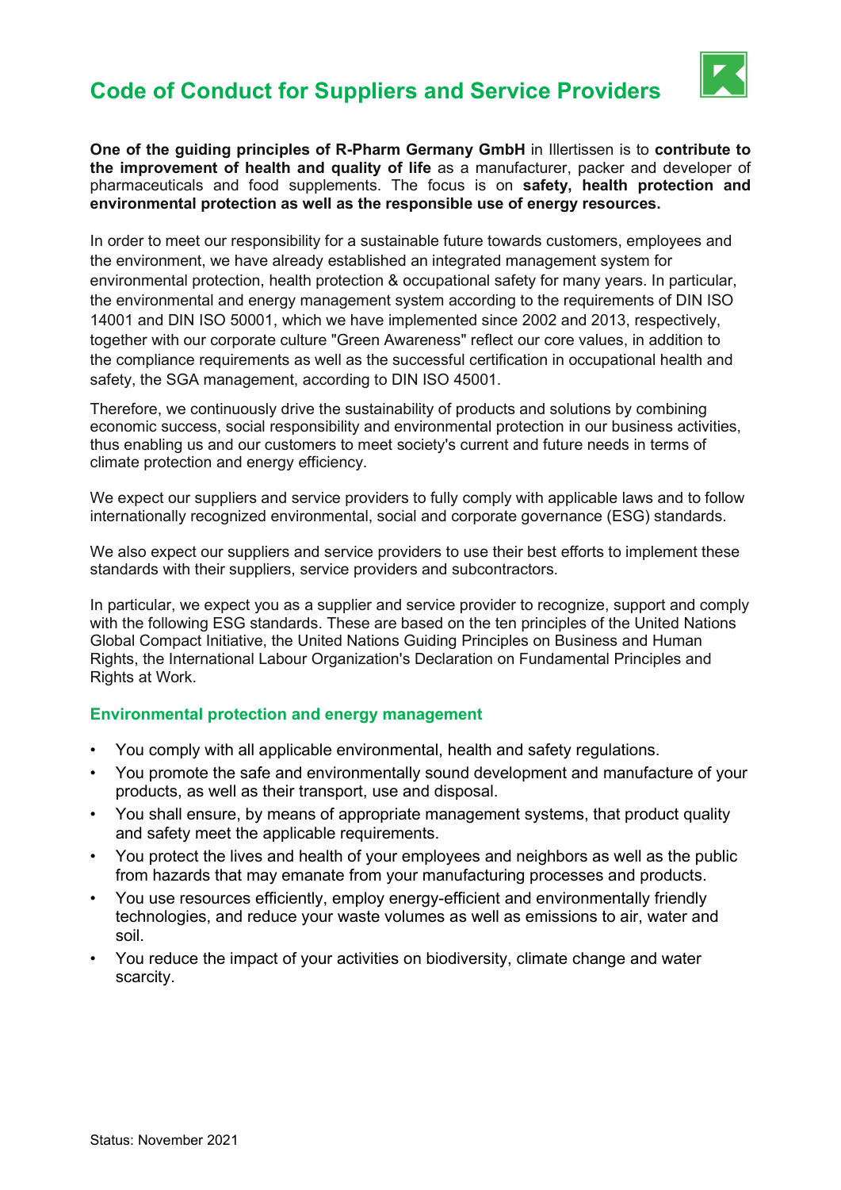# Code of Conduct for Suppliers and Service Providers

**One of the guiding principles of R-Pharm Germany GmbH** in Illertissen is to **contribute to the improvement of health and quality of life** as a manufacturer, packer and developer of pharmaceuticals and food supplements. The focus is on **safety, health protection and environmental protection as well as the responsible use of energy resources.**

In order to meet our responsibility for a sustainable future towards customers, employees and the environment, we have already established an integrated management system for environmental protection, health protection & occupational safety for many years. In particular, the environmental and energy management system according to the requirements of DIN ISO 14001 and DIN ISO 50001, which we have implemented since 2002 and 2013, respectively, together with our corporate culture "Green Awareness" reflect our core values, in addition to the compliance requirements as well as the successful certification in occupational health and safety, the SGA management, according to DIN ISO 45001.

Therefore, we continuously drive the sustainability of products and solutions by combining economic success, social responsibility and environmental protection in our business activities, thus enabling us and our customers to meet society's current and future needs in terms of climate protection and energy efficiency.

We expect our suppliers and service providers to fully comply with applicable laws and to follow internationally recognized environmental, social and corporate governance (ESG) standards.

We also expect our suppliers and service providers to use their best efforts to implement these standards with their suppliers, service providers and subcontractors.

In particular, we expect you as a supplier and service provider to recognize, support and comply with the following ESG standards. These are based on the ten principles of the United Nations Global Compact Initiative, the United Nations Guiding Principles on Business and Human Rights, the International Labour Organization's Declaration on Fundamental Principles and Rights at Work.

## Environmental protection and energy management

- You comply with all applicable environmental, health and safety regulations.
- You promote the safe and environmentally sound development and manufacture of your products, as well as their transport, use and disposal.
- You shall ensure, by means of appropriate management systems, that product quality and safety meet the applicable requirements.
- You protect the lives and health of your employees and neighbors as well as the public from hazards that may emanate from your manufacturing processes and products.
- You use resources efficiently, employ energy-efficient and environmentally friendly technologies, and reduce your waste volumes as well as emissions to air, water and soil.
- You reduce the impact of your activities on biodiversity, climate change and water scarcity.

Status: November 2021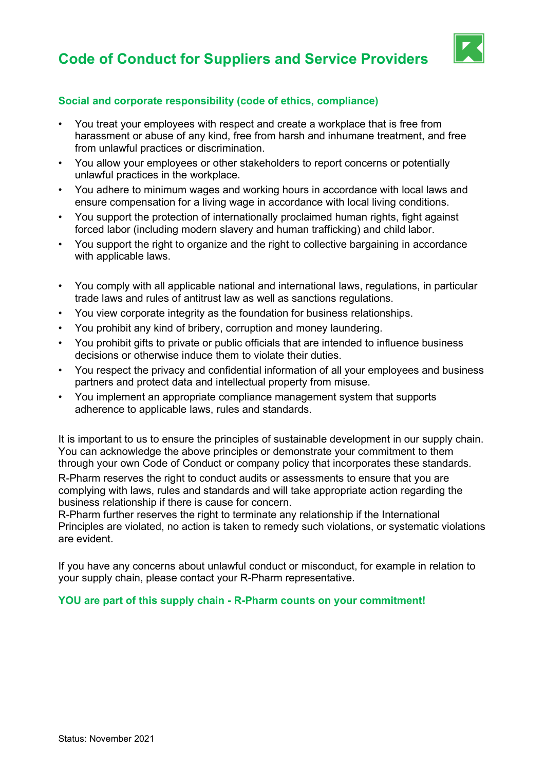# Code of Conduct for Suppliers and Service Providers

## Social and corporate responsibility (code of ethics, compliance)

- You treat your employees with respect and create a workplace that is free from harassment or abuse of any kind, free from harsh and inhumane treatment, and free from unlawful practices or discrimination.
- You allow your employees or other stakeholders to report concerns or potentially unlawful practices in the workplace.
- You adhere to minimum wages and working hours in accordance with local laws and ensure compensation for a living wage in accordance with local living conditions.
- You support the protection of internationally proclaimed human rights, fight against forced labor (including modern slavery and human trafficking) and child labor.
- You support the right to organize and the right to collective bargaining in accordance with applicable laws.

- You comply with all applicable national and international laws, regulations, in particular trade laws and rules of antitrust law as well as sanctions regulations.
- You view corporate integrity as the foundation for business relationships.
- You prohibit any kind of bribery, corruption and money laundering.
- You prohibit gifts to private or public officials that are intended to influence business decisions or otherwise induce them to violate their duties.
- You respect the privacy and confidential information of all your employees and business partners and protect data and intellectual property from misuse.
- You implement an appropriate compliance management system that supports adherence to applicable laws, rules and standards.

It is important to us to ensure the principles of sustainable development in our supply chain. You can acknowledge the above principles or demonstrate your commitment to them through your own Code of Conduct or company policy that incorporates these standards.

R-Pharm reserves the right to conduct audits or assessments to ensure that you are complying with laws, rules and standards and will take appropriate action regarding the business relationship if there is cause for concern.

R-Pharm further reserves the right to terminate any relationship if the International Principles are violated, no action is taken to remedy such violations, or systematic violations are evident.

If you have any concerns about unlawful conduct or misconduct, for example in relation to your supply chain, please contact your R-Pharm representative.

**YOU are part of this supply chain - R-Pharm counts on your commitment!**

Status: November 2021